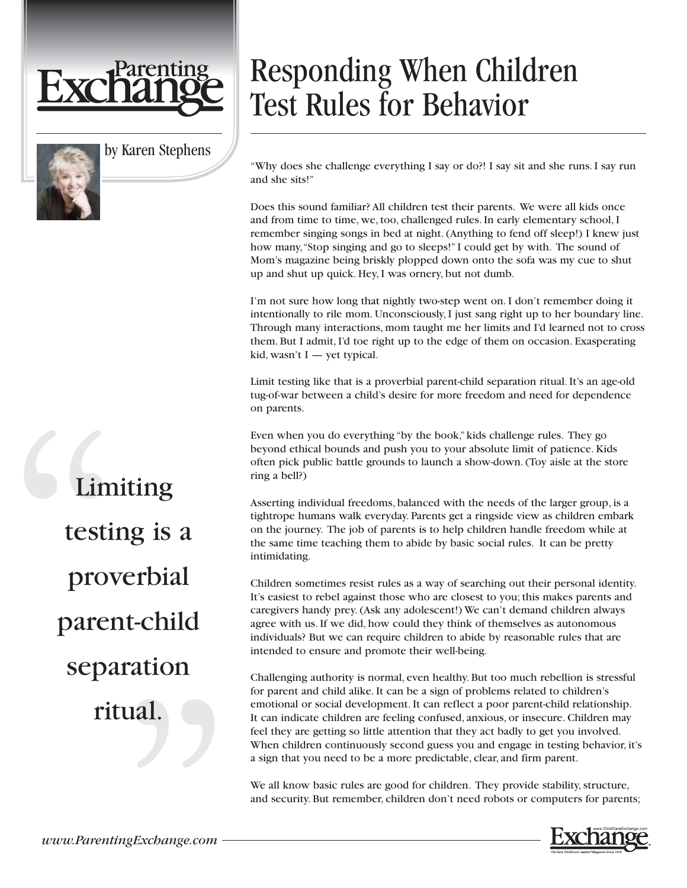# Responding When Children Test Rules for Behavior

by Karen Stephens

"Why does she challenge everything I say or do?! I say sit and she runs. I say run and she sits!"

Does this sound familiar? All children test their parents. We were all kids once and from time to time, we, too, challenged rules. In early elementary school, I remember singing songs in bed at night. (Anything to fend off sleep!) I knew just how many, "Stop singing and go to sleeps!" I could get by with. The sound of Mom's magazine being briskly plopped down onto the sofa was my cue to shut up and shut up quick. Hey, I was ornery, but not dumb.

I'm not sure how long that nightly two-step went on. I don't remember doing it intentionally to rile mom. Unconsciously, I just sang right up to her boundary line. Through many interactions, mom taught me her limits and I'd learned not to cross them. But I admit, I'd toe right up to the edge of them on occasion. Exasperating kid, wasn't I — yet typical.

Limit testing like that is a proverbial parent-child separation ritual. It's an age-old tug-of-war between a child's desire for more freedom and need for dependence on parents.

> "Limiting testing is a proverbial parent-child separation ritual."

Even when you do everything "by the book," kids challenge rules. They go beyond ethical bounds and push you to your absolute limit of patience. Kids often pick public battle grounds to launch a show-down. (Toy aisle at the store ring a bell?)

Asserting individual freedoms, balanced with the needs of the larger group, is a tightrope humans walk everyday. Parents get a ringside view as children embark on the journey. The job of parents is to help children handle freedom while at the same time teaching them to abide by basic social rules. It can be pretty intimidating.

Children sometimes resist rules as a way of searching out their personal identity. It's easiest to rebel against those who are closest to you; this makes parents and caregivers handy prey. (Ask any adolescent!) We can't demand children always agree with us. If we did, how could they think of themselves as autonomous individuals? But we can require children to abide by reasonable rules that are intended to ensure and promote their well-being.

Challenging authority is normal, even healthy. But too much rebellion is stressful for parent and child alike. It can be a sign of problems related to children's emotional or social development. It can reflect a poor parent-child relationship. It can indicate children are feeling confused, anxious, or insecure. Children may feel they are getting so little attention that they act badly to get you involved. When children continuously second guess you and engage in testing behavior, it's a sign that you need to be a more predictable, clear, and firm parent.

We all know basic rules are good for children. They provide stability, structure, and security. But remember, children don't need robots or computers for parents;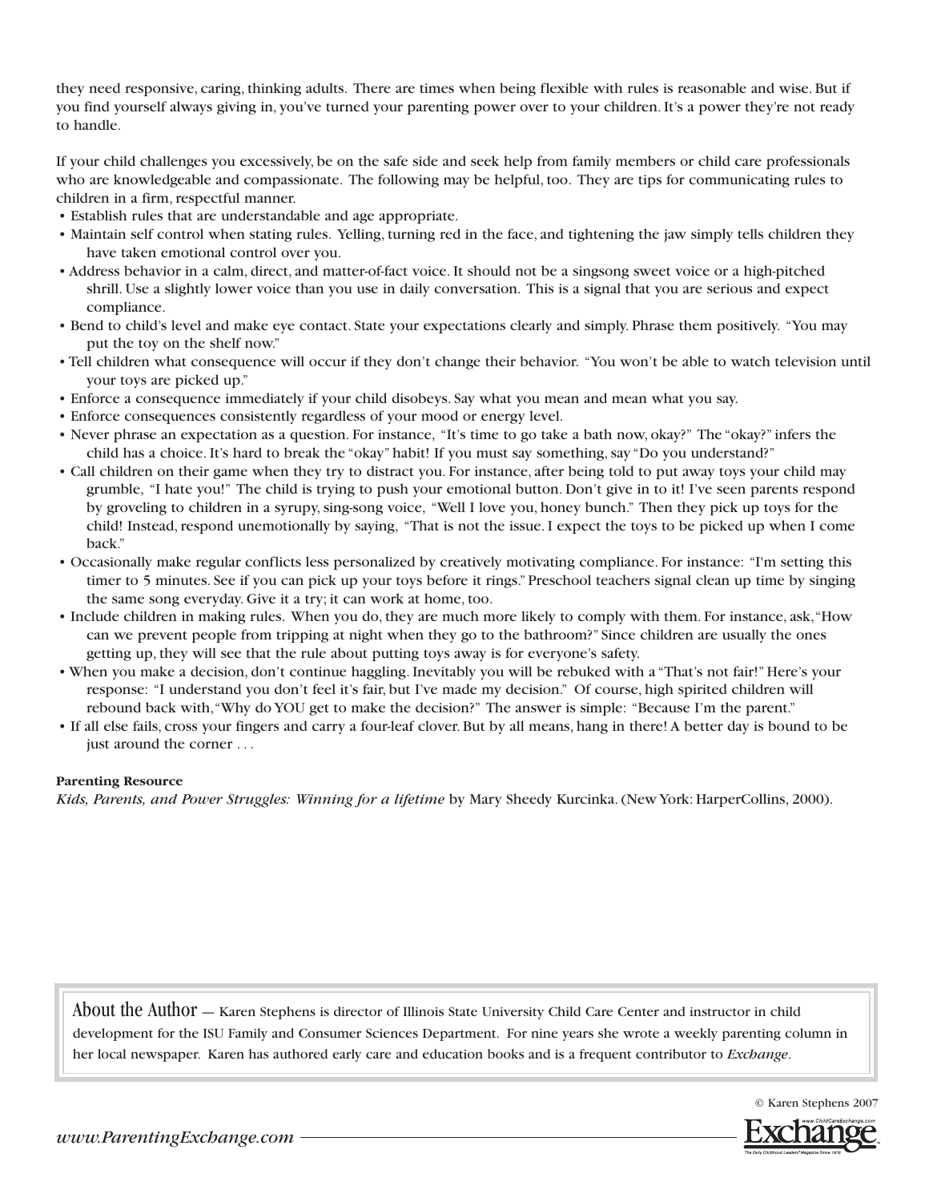they need responsive, caring, thinking adults. There are times when being flexible with rules is reasonable and wise. But if you find yourself always giving in, you've turned your parenting power over to your children. It's a power they're not ready to handle.

If your child challenges you excessively, be on the safe side and seek help from family members or child care professionals who are knowledgeable and compassionate. The following may be helpful, too. They are tips for communicating rules to children in a firm, respectful manner.

- Establish rules that are understandable and age appropriate.
- Maintain self control when stating rules. Yelling, turning red in the face, and tightening the jaw simply tells children they have taken emotional control over you.
- Address behavior in a calm, direct, and matter-of-fact voice. It should not be a singsong sweet voice or a high-pitched shrill. Use a slightly lower voice than you use in daily conversation. This is a signal that you are serious and expect compliance.
- Bend to child's level and make eye contact. State your expectations clearly and simply. Phrase them positively. "You may put the toy on the shelf now."
- Tell children what consequence will occur if they don't change their behavior. "You won't be able to watch television until your toys are picked up."
- Enforce a consequence immediately if your child disobeys. Say what you mean and mean what you say.
- Enforce consequences consistently regardless of your mood or energy level.
- Never phrase an expectation as a question. For instance, "It's time to go take a bath now, okay?" The "okay?" infers the child has a choice. It's hard to break the "okay" habit! If you must say something, say "Do you understand?"
- Call children on their game when they try to distract you. For instance, after being told to put away toys your child may grumble, "I hate you!" The child is trying to push your emotional button. Don't give in to it! I've seen parents respond by groveling to children in a syrupy, sing-song voice, "Well I love you, honey bunch." Then they pick up toys for the child! Instead, respond unemotionally by saying, "That is not the issue. I expect the toys to be picked up when I come back."
- Occasionally make regular conflicts less personalized by creatively motivating compliance. For instance: "I'm setting this timer to 5 minutes. See if you can pick up your toys before it rings." Preschool teachers signal clean up time by singing the same song everyday. Give it a try; it can work at home, too.
- Include children in making rules. When you do, they are much more likely to comply with them. For instance, ask, "How can we prevent people from tripping at night when they go to the bathroom?" Since children are usually the ones getting up, they will see that the rule about putting toys away is for everyone's safety.
- When you make a decision, don't continue haggling. Inevitably you will be rebuked with a "That's not fair!" Here's your response: "I understand you don't feel it's fair, but I've made my decision." Of course, high spirited children will rebound back with, "Why do YOU get to make the decision?" The answer is simple: "Because I'm the parent."
- If all else fails, cross your fingers and carry a four-leaf clover. But by all means, hang in there! A better day is bound to be just around the corner . . .

**Parenting Resource**

*Kids, Parents, and Power Struggles: Winning for a lifetime* by Mary Sheedy Kurcinka. (New York: HarperCollins, 2000).

About the Author — Karen Stephens is director of Illinois State University Child Care Center and instructor in child development for the ISU Family and Consumer Sciences Department. For nine years she wrote a weekly parenting column in her local newspaper. Karen has authored early care and education books and is a frequent contributor to *Exchange*.

© Karen Stephens 2007